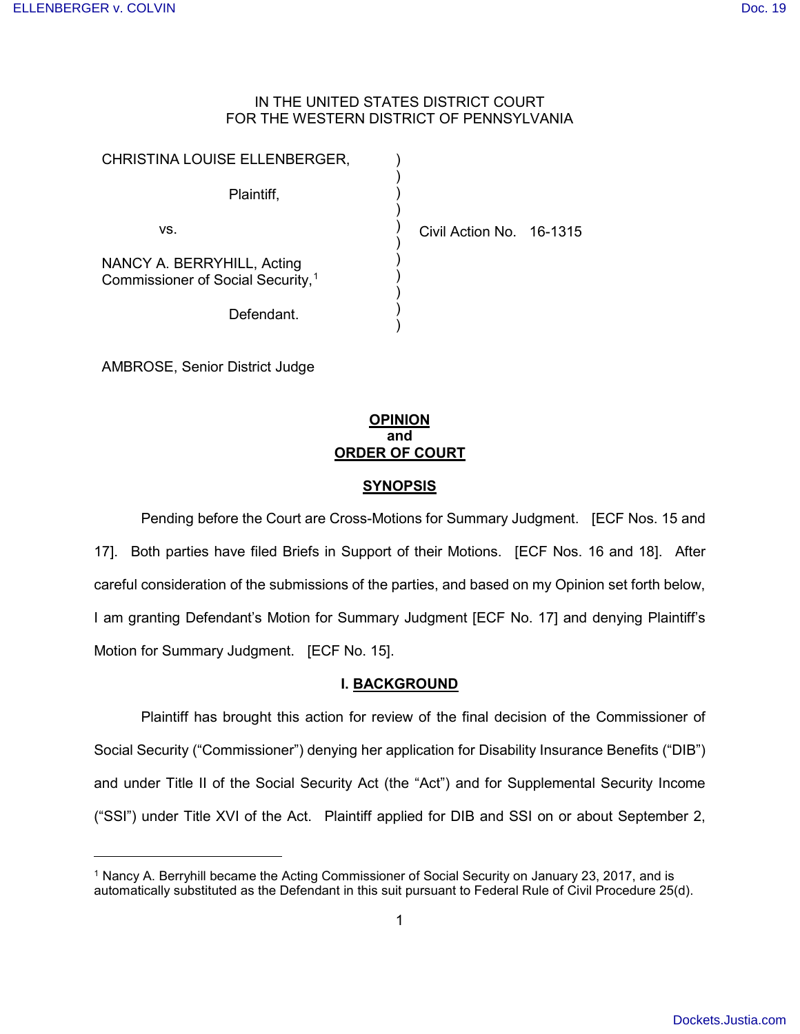IN THE UNITED STATES DISTRICT COURT
FOR THE WESTERN DISTRICT OF PENNSYLVANIA

| | | |
|---|---|---|
| CHRISTINA LOUISE ELLENBERGER, | ) | |
| Plaintiff, | ) | |
| vs. | ) | Civil Action No. 16-1315 |
| NANCY A. BERRYHILL, Acting Commissioner of Social Security,[1] | ) | |
| Defendant. | ) | |

AMBROSE, Senior District Judge

## OPINION
## and
## ORDER OF COURT

### SYNOPSIS

Pending before the Court are Cross-Motions for Summary Judgment. [ECF Nos. 15 and 17]. Both parties have filed Briefs in Support of their Motions. [ECF Nos. 16 and 18]. After careful consideration of the submissions of the parties, and based on my Opinion set forth below, I am granting Defendant's Motion for Summary Judgment [ECF No. 17] and denying Plaintiff's Motion for Summary Judgment. [ECF No. 15].

### I. BACKGROUND

Plaintiff has brought this action for review of the final decision of the Commissioner of Social Security ("Commissioner") denying her application for Disability Insurance Benefits ("DIB") and under Title II of the Social Security Act (the "Act") and for Supplemental Security Income ("SSI") under Title XVI of the Act. Plaintiff applied for DIB and SSI on or about September 2,

---

[1] Nancy A. Berryhill became the Acting Commissioner of Social Security on January 23, 2017, and is automatically substituted as the Defendant in this suit pursuant to Federal Rule of Civil Procedure 25(d).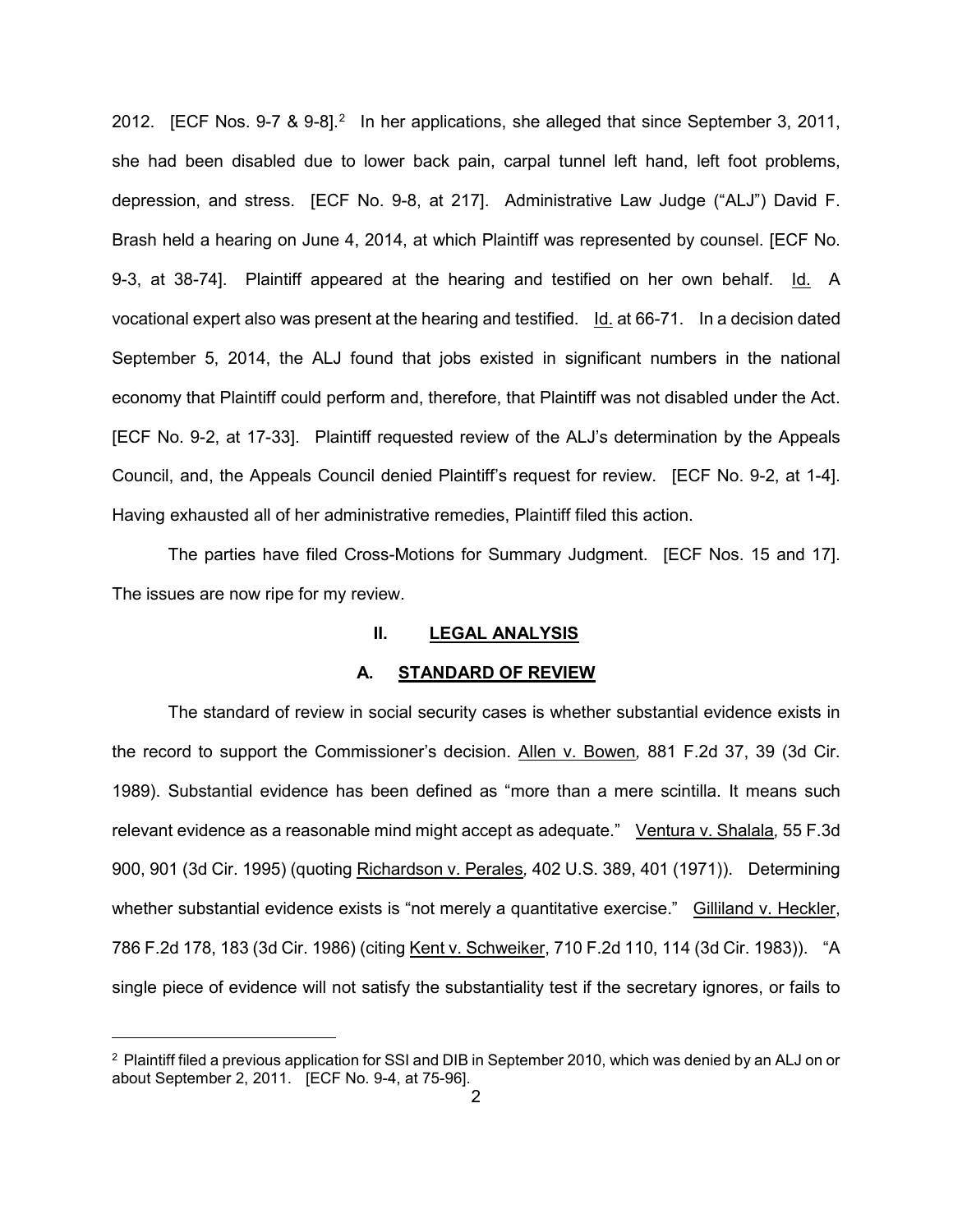2012. [ECF Nos. 9-7 & 9-8].[2] In her applications, she alleged that since September 3, 2011, she had been disabled due to lower back pain, carpal tunnel left hand, left foot problems, depression, and stress. [ECF No. 9-8, at 217]. Administrative Law Judge ("ALJ") David F. Brash held a hearing on June 4, 2014, at which Plaintiff was represented by counsel. [ECF No. 9-3, at 38-74]. Plaintiff appeared at the hearing and testified on her own behalf. Id. A vocational expert also was present at the hearing and testified. Id. at 66-71. In a decision dated September 5, 2014, the ALJ found that jobs existed in significant numbers in the national economy that Plaintiff could perform and, therefore, that Plaintiff was not disabled under the Act. [ECF No. 9-2, at 17-33]. Plaintiff requested review of the ALJ's determination by the Appeals Council, and, the Appeals Council denied Plaintiff's request for review. [ECF No. 9-2, at 1-4]. Having exhausted all of her administrative remedies, Plaintiff filed this action.

The parties have filed Cross-Motions for Summary Judgment. [ECF Nos. 15 and 17]. The issues are now ripe for my review.

## II. LEGAL ANALYSIS

### A. STANDARD OF REVIEW

The standard of review in social security cases is whether substantial evidence exists in the record to support the Commissioner's decision. Allen v. Bowen, 881 F.2d 37, 39 (3d Cir. 1989). Substantial evidence has been defined as "more than a mere scintilla. It means such relevant evidence as a reasonable mind might accept as adequate." Ventura v. Shalala, 55 F.3d 900, 901 (3d Cir. 1995) (quoting Richardson v. Perales, 402 U.S. 389, 401 (1971)). Determining whether substantial evidence exists is "not merely a quantitative exercise." Gilliland v. Heckler, 786 F.2d 178, 183 (3d Cir. 1986) (citing Kent v. Schweiker, 710 F.2d 110, 114 (3d Cir. 1983)). "A single piece of evidence will not satisfy the substantiality test if the secretary ignores, or fails to

[2] Plaintiff filed a previous application for SSI and DIB in September 2010, which was denied by an ALJ on or about September 2, 2011. [ECF No. 9-4, at 75-96].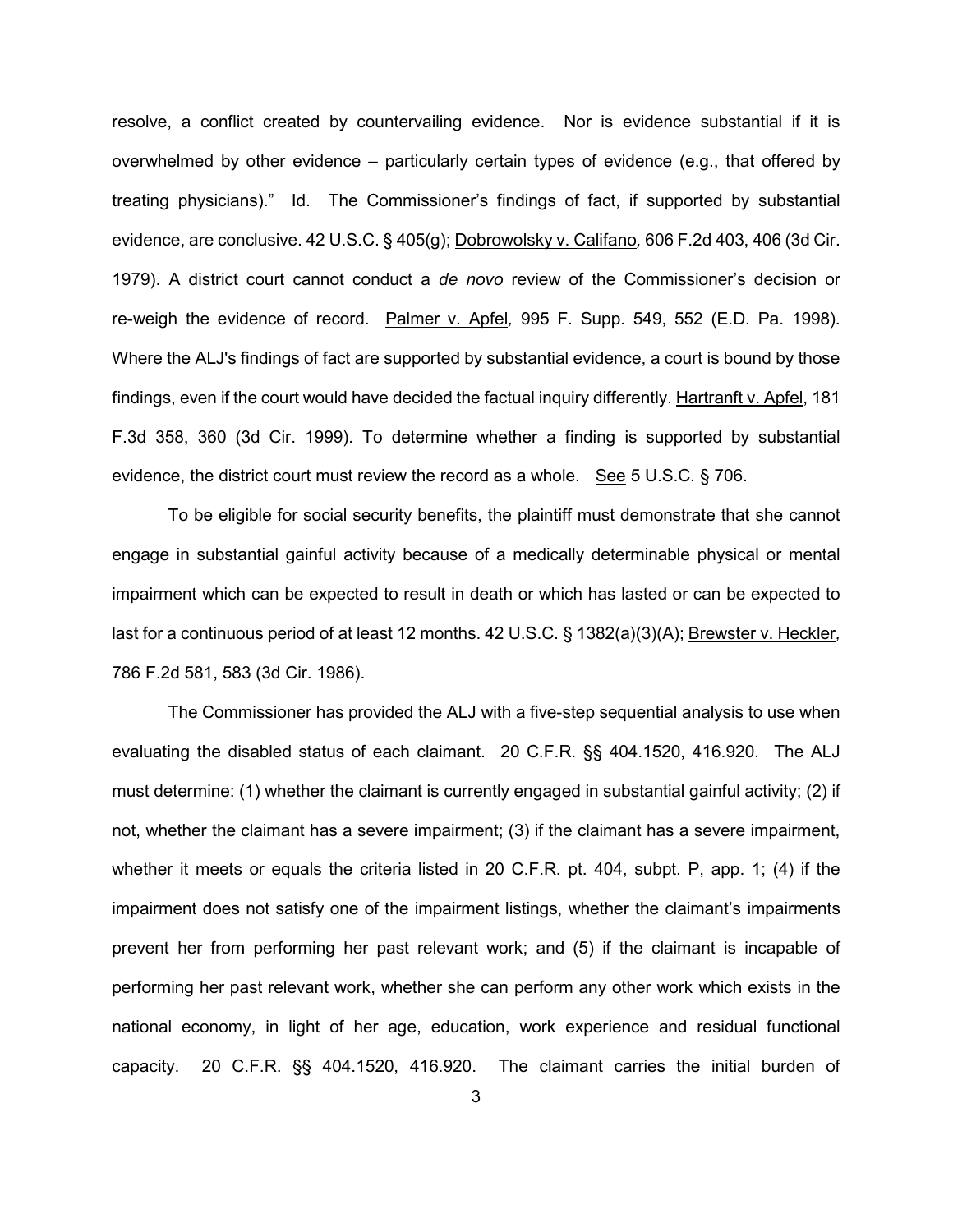resolve, a conflict created by countervailing evidence. Nor is evidence substantial if it is overwhelmed by other evidence – particularly certain types of evidence (e.g., that offered by treating physicians)." Id. The Commissioner's findings of fact, if supported by substantial evidence, are conclusive. 42 U.S.C. § 405(g); Dobrowolsky v. Califano, 606 F.2d 403, 406 (3d Cir. 1979). A district court cannot conduct a *de novo* review of the Commissioner's decision or re-weigh the evidence of record. Palmer v. Apfel, 995 F. Supp. 549, 552 (E.D. Pa. 1998). Where the ALJ's findings of fact are supported by substantial evidence, a court is bound by those findings, even if the court would have decided the factual inquiry differently. Hartranft v. Apfel, 181 F.3d 358, 360 (3d Cir. 1999). To determine whether a finding is supported by substantial evidence, the district court must review the record as a whole. See 5 U.S.C. § 706.

To be eligible for social security benefits, the plaintiff must demonstrate that she cannot engage in substantial gainful activity because of a medically determinable physical or mental impairment which can be expected to result in death or which has lasted or can be expected to last for a continuous period of at least 12 months. 42 U.S.C. § 1382(a)(3)(A); Brewster v. Heckler, 786 F.2d 581, 583 (3d Cir. 1986).

The Commissioner has provided the ALJ with a five-step sequential analysis to use when evaluating the disabled status of each claimant. 20 C.F.R. §§ 404.1520, 416.920. The ALJ must determine: (1) whether the claimant is currently engaged in substantial gainful activity; (2) if not, whether the claimant has a severe impairment; (3) if the claimant has a severe impairment, whether it meets or equals the criteria listed in 20 C.F.R. pt. 404, subpt. P, app. 1; (4) if the impairment does not satisfy one of the impairment listings, whether the claimant's impairments prevent her from performing her past relevant work; and (5) if the claimant is incapable of performing her past relevant work, whether she can perform any other work which exists in the national economy, in light of her age, education, work experience and residual functional capacity. 20 C.F.R. §§ 404.1520, 416.920. The claimant carries the initial burden of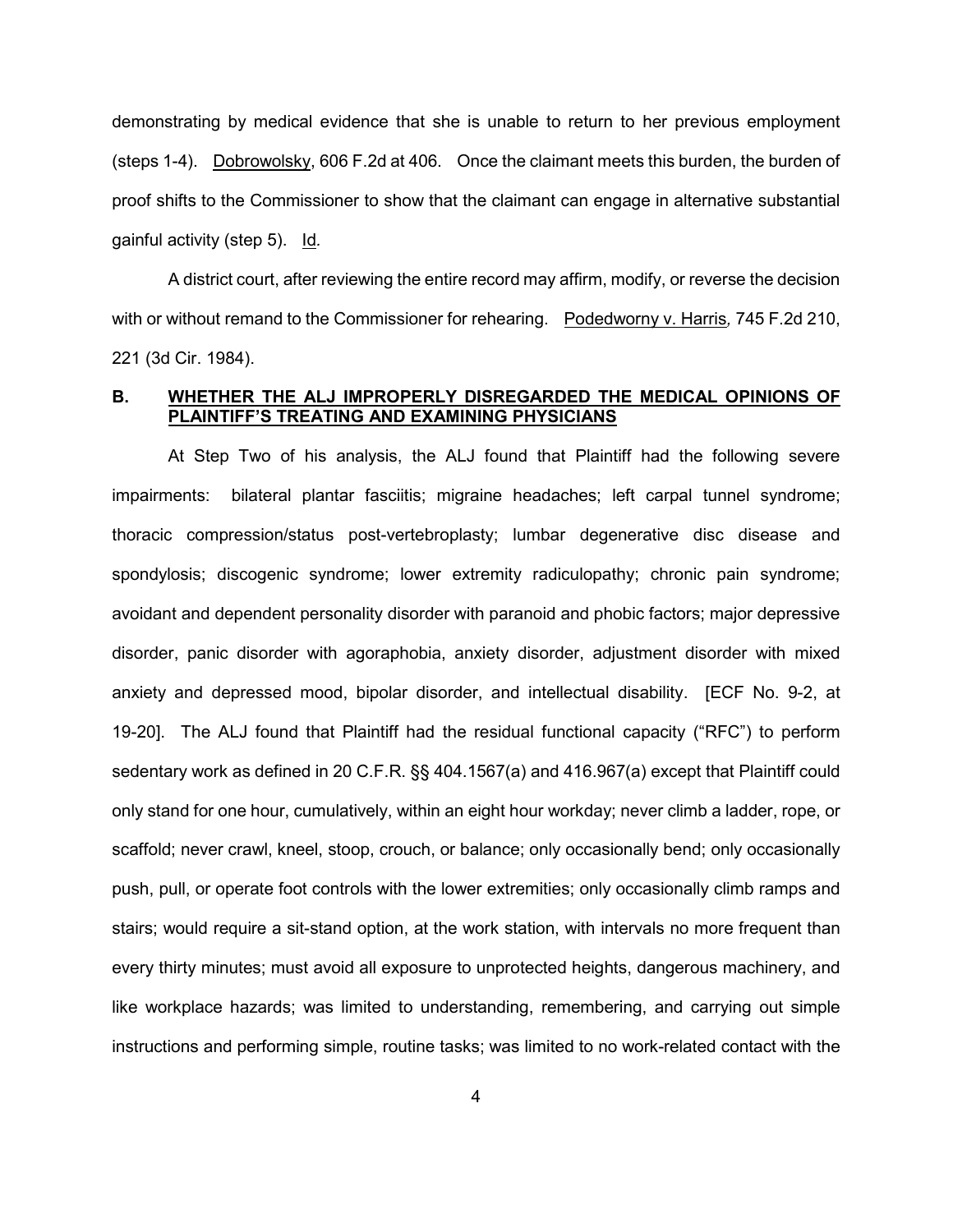demonstrating by medical evidence that she is unable to return to her previous employment (steps 1-4). Dobrowolsky, 606 F.2d at 406. Once the claimant meets this burden, the burden of proof shifts to the Commissioner to show that the claimant can engage in alternative substantial gainful activity (step 5). Id.

A district court, after reviewing the entire record may affirm, modify, or reverse the decision with or without remand to the Commissioner for rehearing. Podedworny v. Harris, 745 F.2d 210, 221 (3d Cir. 1984).

## B. WHETHER THE ALJ IMPROPERLY DISREGARDED THE MEDICAL OPINIONS OF PLAINTIFF'S TREATING AND EXAMINING PHYSICIANS

At Step Two of his analysis, the ALJ found that Plaintiff had the following severe impairments: bilateral plantar fasciitis; migraine headaches; left carpal tunnel syndrome; thoracic compression/status post-vertebroplasty; lumbar degenerative disc disease and spondylosis; discogenic syndrome; lower extremity radiculopathy; chronic pain syndrome; avoidant and dependent personality disorder with paranoid and phobic factors; major depressive disorder, panic disorder with agoraphobia, anxiety disorder, adjustment disorder with mixed anxiety and depressed mood, bipolar disorder, and intellectual disability. [ECF No. 9-2, at 19-20]. The ALJ found that Plaintiff had the residual functional capacity ("RFC") to perform sedentary work as defined in 20 C.F.R. §§ 404.1567(a) and 416.967(a) except that Plaintiff could only stand for one hour, cumulatively, within an eight hour workday; never climb a ladder, rope, or scaffold; never crawl, kneel, stoop, crouch, or balance; only occasionally bend; only occasionally push, pull, or operate foot controls with the lower extremities; only occasionally climb ramps and stairs; would require a sit-stand option, at the work station, with intervals no more frequent than every thirty minutes; must avoid all exposure to unprotected heights, dangerous machinery, and like workplace hazards; was limited to understanding, remembering, and carrying out simple instructions and performing simple, routine tasks; was limited to no work-related contact with the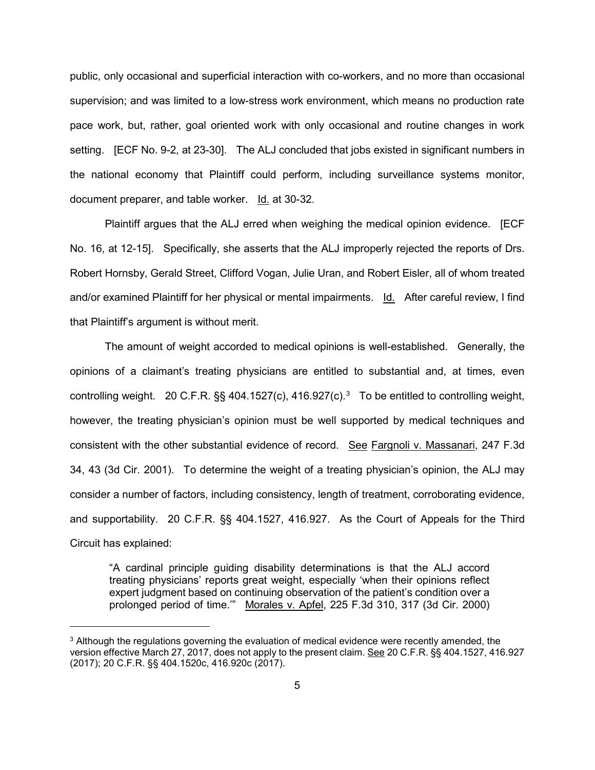public, only occasional and superficial interaction with co-workers, and no more than occasional supervision; and was limited to a low-stress work environment, which means no production rate pace work, but, rather, goal oriented work with only occasional and routine changes in work setting. [ECF No. 9-2, at 23-30]. The ALJ concluded that jobs existed in significant numbers in the national economy that Plaintiff could perform, including surveillance systems monitor, document preparer, and table worker. Id. at 30-32.

Plaintiff argues that the ALJ erred when weighing the medical opinion evidence. [ECF No. 16, at 12-15]. Specifically, she asserts that the ALJ improperly rejected the reports of Drs. Robert Hornsby, Gerald Street, Clifford Vogan, Julie Uran, and Robert Eisler, all of whom treated and/or examined Plaintiff for her physical or mental impairments. Id. After careful review, I find that Plaintiff's argument is without merit.

The amount of weight accorded to medical opinions is well-established. Generally, the opinions of a claimant's treating physicians are entitled to substantial and, at times, even controlling weight. 20 C.F.R. §§ 404.1527(c), 416.927(c).[3] To be entitled to controlling weight, however, the treating physician's opinion must be well supported by medical techniques and consistent with the other substantial evidence of record. See Fargnoli v. Massanari, 247 F.3d 34, 43 (3d Cir. 2001). To determine the weight of a treating physician's opinion, the ALJ may consider a number of factors, including consistency, length of treatment, corroborating evidence, and supportability. 20 C.F.R. §§ 404.1527, 416.927. As the Court of Appeals for the Third Circuit has explained:

> "A cardinal principle guiding disability determinations is that the ALJ accord treating physicians' reports great weight, especially 'when their opinions reflect expert judgment based on continuing observation of the patient's condition over a prolonged period of time.'" Morales v. Apfel, 225 F.3d 310, 317 (3d Cir. 2000)

[3] Although the regulations governing the evaluation of medical evidence were recently amended, the version effective March 27, 2017, does not apply to the present claim. See 20 C.F.R. §§ 404.1527, 416.927 (2017); 20 C.F.R. §§ 404.1520c, 416.920c (2017).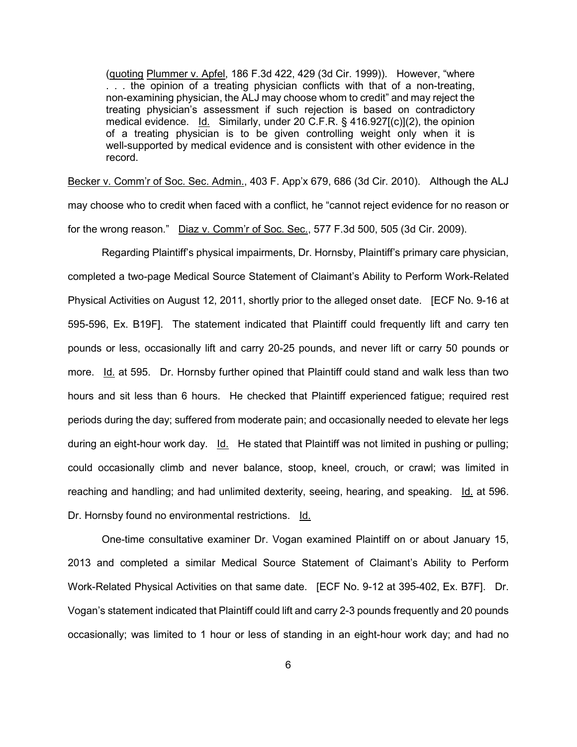> (quoting Plummer v. Apfel, 186 F.3d 422, 429 (3d Cir. 1999)). However, "where . . . the opinion of a treating physician conflicts with that of a non-treating, non-examining physician, the ALJ may choose whom to credit" and may reject the treating physician's assessment if such rejection is based on contradictory medical evidence. Id. Similarly, under 20 C.F.R. § 416.927[(c)](2), the opinion of a treating physician is to be given controlling weight only when it is well-supported by medical evidence and is consistent with other evidence in the record.

Becker v. Comm'r of Soc. Sec. Admin., 403 F. App'x 679, 686 (3d Cir. 2010). Although the ALJ may choose who to credit when faced with a conflict, he "cannot reject evidence for no reason or for the wrong reason." Diaz v. Comm'r of Soc. Sec., 577 F.3d 500, 505 (3d Cir. 2009).

Regarding Plaintiff's physical impairments, Dr. Hornsby, Plaintiff's primary care physician, completed a two-page Medical Source Statement of Claimant's Ability to Perform Work-Related Physical Activities on August 12, 2011, shortly prior to the alleged onset date. [ECF No. 9-16 at 595-596, Ex. B19F]. The statement indicated that Plaintiff could frequently lift and carry ten pounds or less, occasionally lift and carry 20-25 pounds, and never lift or carry 50 pounds or more. Id. at 595. Dr. Hornsby further opined that Plaintiff could stand and walk less than two hours and sit less than 6 hours. He checked that Plaintiff experienced fatigue; required rest periods during the day; suffered from moderate pain; and occasionally needed to elevate her legs during an eight-hour work day. Id. He stated that Plaintiff was not limited in pushing or pulling; could occasionally climb and never balance, stoop, kneel, crouch, or crawl; was limited in reaching and handling; and had unlimited dexterity, seeing, hearing, and speaking. Id. at 596. Dr. Hornsby found no environmental restrictions. Id.

One-time consultative examiner Dr. Vogan examined Plaintiff on or about January 15, 2013 and completed a similar Medical Source Statement of Claimant's Ability to Perform Work-Related Physical Activities on that same date. [ECF No. 9-12 at 395-402, Ex. B7F]. Dr. Vogan's statement indicated that Plaintiff could lift and carry 2-3 pounds frequently and 20 pounds occasionally; was limited to 1 hour or less of standing in an eight-hour work day; and had no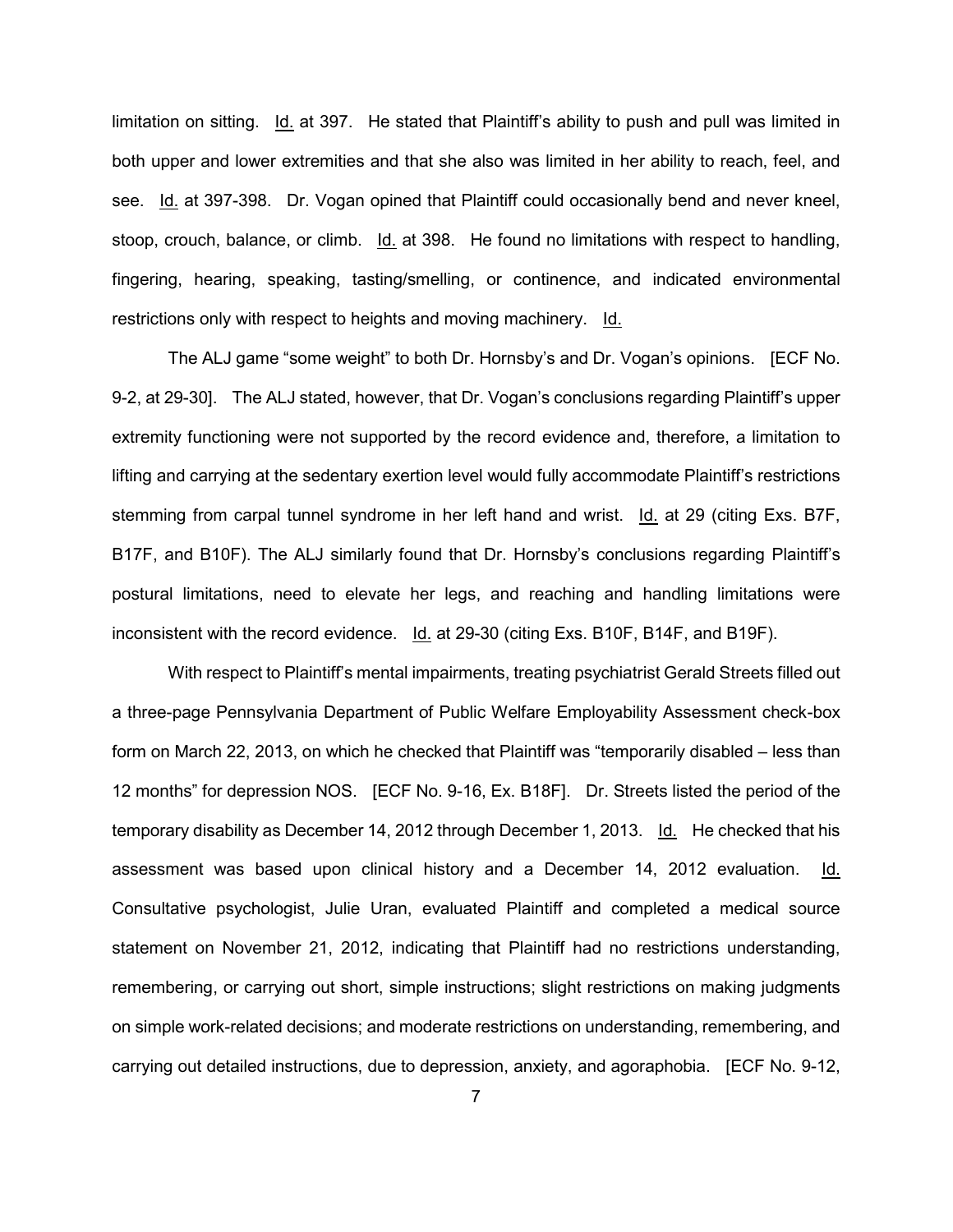limitation on sitting. Id. at 397. He stated that Plaintiff's ability to push and pull was limited in both upper and lower extremities and that she also was limited in her ability to reach, feel, and see. Id. at 397-398. Dr. Vogan opined that Plaintiff could occasionally bend and never kneel, stoop, crouch, balance, or climb. Id. at 398. He found no limitations with respect to handling, fingering, hearing, speaking, tasting/smelling, or continence, and indicated environmental restrictions only with respect to heights and moving machinery. Id.

The ALJ game "some weight" to both Dr. Hornsby's and Dr. Vogan's opinions. [ECF No. 9-2, at 29-30]. The ALJ stated, however, that Dr. Vogan's conclusions regarding Plaintiff's upper extremity functioning were not supported by the record evidence and, therefore, a limitation to lifting and carrying at the sedentary exertion level would fully accommodate Plaintiff's restrictions stemming from carpal tunnel syndrome in her left hand and wrist. Id. at 29 (citing Exs. B7F, B17F, and B10F). The ALJ similarly found that Dr. Hornsby's conclusions regarding Plaintiff's postural limitations, need to elevate her legs, and reaching and handling limitations were inconsistent with the record evidence. Id. at 29-30 (citing Exs. B10F, B14F, and B19F).

With respect to Plaintiff's mental impairments, treating psychiatrist Gerald Streets filled out a three-page Pennsylvania Department of Public Welfare Employability Assessment check-box form on March 22, 2013, on which he checked that Plaintiff was "temporarily disabled – less than 12 months" for depression NOS. [ECF No. 9-16, Ex. B18F]. Dr. Streets listed the period of the temporary disability as December 14, 2012 through December 1, 2013. Id. He checked that his assessment was based upon clinical history and a December 14, 2012 evaluation. Id. Consultative psychologist, Julie Uran, evaluated Plaintiff and completed a medical source statement on November 21, 2012, indicating that Plaintiff had no restrictions understanding, remembering, or carrying out short, simple instructions; slight restrictions on making judgments on simple work-related decisions; and moderate restrictions on understanding, remembering, and carrying out detailed instructions, due to depression, anxiety, and agoraphobia. [ECF No. 9-12,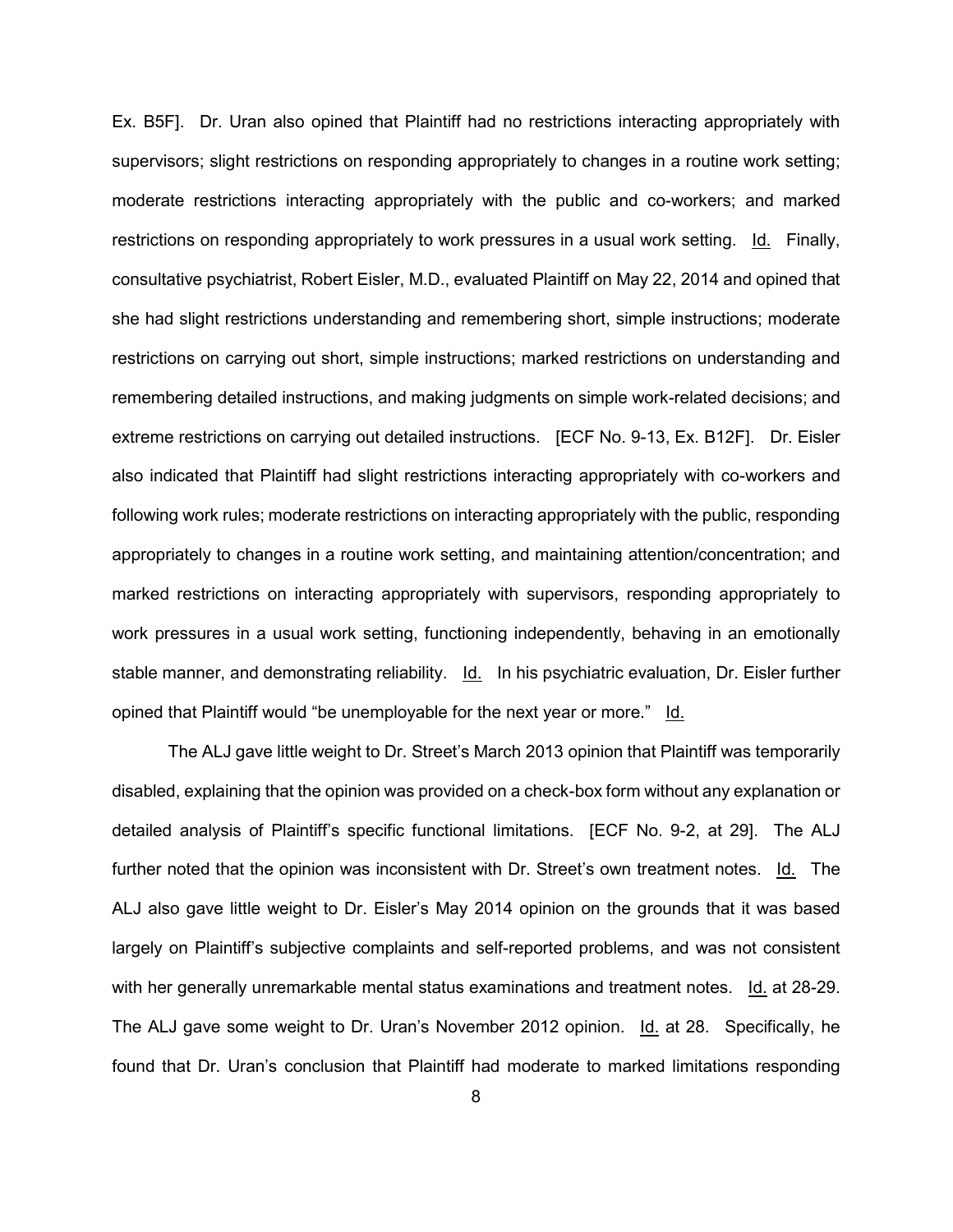Ex. B5F]. Dr. Uran also opined that Plaintiff had no restrictions interacting appropriately with supervisors; slight restrictions on responding appropriately to changes in a routine work setting; moderate restrictions interacting appropriately with the public and co-workers; and marked restrictions on responding appropriately to work pressures in a usual work setting. Id. Finally, consultative psychiatrist, Robert Eisler, M.D., evaluated Plaintiff on May 22, 2014 and opined that she had slight restrictions understanding and remembering short, simple instructions; moderate restrictions on carrying out short, simple instructions; marked restrictions on understanding and remembering detailed instructions, and making judgments on simple work-related decisions; and extreme restrictions on carrying out detailed instructions. [ECF No. 9-13, Ex. B12F]. Dr. Eisler also indicated that Plaintiff had slight restrictions interacting appropriately with co-workers and following work rules; moderate restrictions on interacting appropriately with the public, responding appropriately to changes in a routine work setting, and maintaining attention/concentration; and marked restrictions on interacting appropriately with supervisors, responding appropriately to work pressures in a usual work setting, functioning independently, behaving in an emotionally stable manner, and demonstrating reliability. Id. In his psychiatric evaluation, Dr. Eisler further opined that Plaintiff would "be unemployable for the next year or more." Id.

The ALJ gave little weight to Dr. Street's March 2013 opinion that Plaintiff was temporarily disabled, explaining that the opinion was provided on a check-box form without any explanation or detailed analysis of Plaintiff's specific functional limitations. [ECF No. 9-2, at 29]. The ALJ further noted that the opinion was inconsistent with Dr. Street's own treatment notes. Id. The ALJ also gave little weight to Dr. Eisler's May 2014 opinion on the grounds that it was based largely on Plaintiff's subjective complaints and self-reported problems, and was not consistent with her generally unremarkable mental status examinations and treatment notes. Id. at 28-29. The ALJ gave some weight to Dr. Uran's November 2012 opinion. Id. at 28. Specifically, he found that Dr. Uran's conclusion that Plaintiff had moderate to marked limitations responding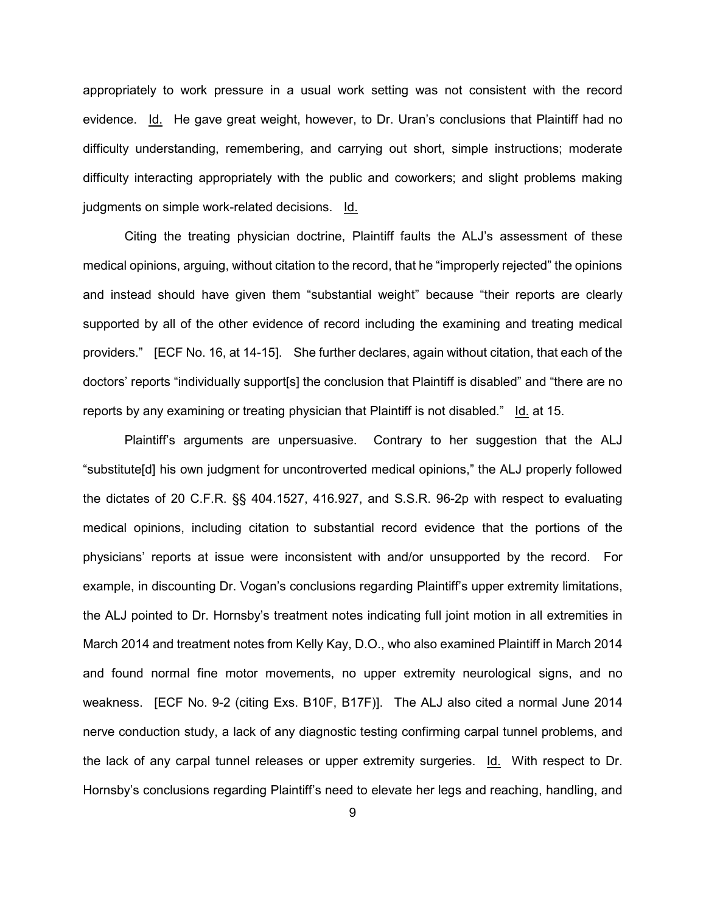appropriately to work pressure in a usual work setting was not consistent with the record evidence. Id. He gave great weight, however, to Dr. Uran's conclusions that Plaintiff had no difficulty understanding, remembering, and carrying out short, simple instructions; moderate difficulty interacting appropriately with the public and coworkers; and slight problems making judgments on simple work-related decisions. Id.

Citing the treating physician doctrine, Plaintiff faults the ALJ's assessment of these medical opinions, arguing, without citation to the record, that he "improperly rejected" the opinions and instead should have given them "substantial weight" because "their reports are clearly supported by all of the other evidence of record including the examining and treating medical providers." [ECF No. 16, at 14-15]. She further declares, again without citation, that each of the doctors' reports "individually support[s] the conclusion that Plaintiff is disabled" and "there are no reports by any examining or treating physician that Plaintiff is not disabled." Id. at 15.

Plaintiff's arguments are unpersuasive. Contrary to her suggestion that the ALJ "substitute[d] his own judgment for uncontroverted medical opinions," the ALJ properly followed the dictates of 20 C.F.R. §§ 404.1527, 416.927, and S.S.R. 96-2p with respect to evaluating medical opinions, including citation to substantial record evidence that the portions of the physicians' reports at issue were inconsistent with and/or unsupported by the record. For example, in discounting Dr. Vogan's conclusions regarding Plaintiff's upper extremity limitations, the ALJ pointed to Dr. Hornsby's treatment notes indicating full joint motion in all extremities in March 2014 and treatment notes from Kelly Kay, D.O., who also examined Plaintiff in March 2014 and found normal fine motor movements, no upper extremity neurological signs, and no weakness. [ECF No. 9-2 (citing Exs. B10F, B17F)]. The ALJ also cited a normal June 2014 nerve conduction study, a lack of any diagnostic testing confirming carpal tunnel problems, and the lack of any carpal tunnel releases or upper extremity surgeries. Id. With respect to Dr. Hornsby's conclusions regarding Plaintiff's need to elevate her legs and reaching, handling, and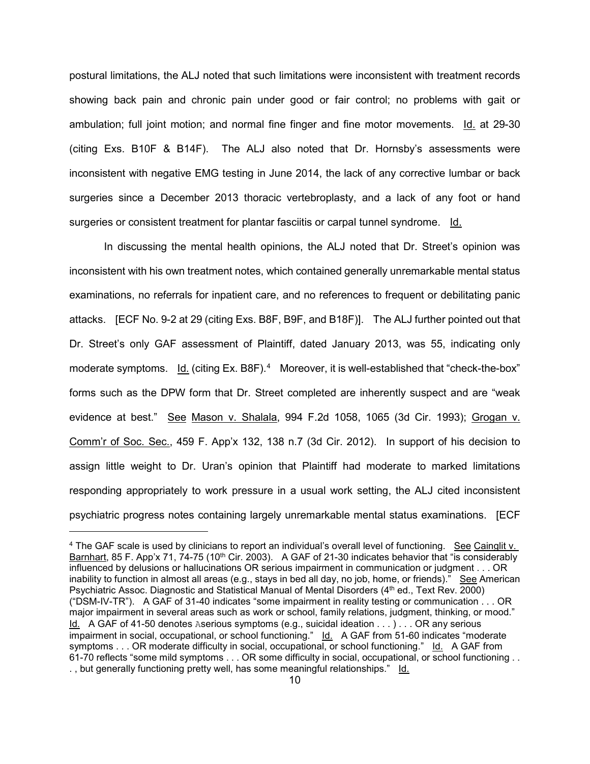postural limitations, the ALJ noted that such limitations were inconsistent with treatment records showing back pain and chronic pain under good or fair control; no problems with gait or ambulation; full joint motion; and normal fine finger and fine motor movements. Id. at 29-30 (citing Exs. B10F & B14F). The ALJ also noted that Dr. Hornsby's assessments were inconsistent with negative EMG testing in June 2014, the lack of any corrective lumbar or back surgeries since a December 2013 thoracic vertebroplasty, and a lack of any foot or hand surgeries or consistent treatment for plantar fasciitis or carpal tunnel syndrome. Id.

In discussing the mental health opinions, the ALJ noted that Dr. Street's opinion was inconsistent with his own treatment notes, which contained generally unremarkable mental status examinations, no referrals for inpatient care, and no references to frequent or debilitating panic attacks. [ECF No. 9-2 at 29 (citing Exs. B8F, B9F, and B18F)]. The ALJ further pointed out that Dr. Street's only GAF assessment of Plaintiff, dated January 2013, was 55, indicating only moderate symptoms. Id. (citing Ex. B8F).[4] Moreover, it is well-established that "check-the-box" forms such as the DPW form that Dr. Street completed are inherently suspect and are "weak evidence at best." See Mason v. Shalala, 994 F.2d 1058, 1065 (3d Cir. 1993); Grogan v. Comm'r of Soc. Sec., 459 F. App'x 132, 138 n.7 (3d Cir. 2012). In support of his decision to assign little weight to Dr. Uran's opinion that Plaintiff had moderate to marked limitations responding appropriately to work pressure in a usual work setting, the ALJ cited inconsistent psychiatric progress notes containing largely unremarkable mental status examinations. [ECF

[4] The GAF scale is used by clinicians to report an individual's overall level of functioning. See Cainglit v. Barnhart, 85 F. App'x 71, 74-75 (10th Cir. 2003). A GAF of 21-30 indicates behavior that "is considerably influenced by delusions or hallucinations OR serious impairment in communication or judgment . . . OR inability to function in almost all areas (e.g., stays in bed all day, no job, home, or friends)." See American Psychiatric Assoc. Diagnostic and Statistical Manual of Mental Disorders (4th ed., Text Rev. 2000) ("DSM-IV-TR"). A GAF of 31-40 indicates "some impairment in reality testing or communication . . . OR major impairment in several areas such as work or school, family relations, judgment, thinking, or mood." Id. A GAF of 41-50 denotes Aserious symptoms (e.g., suicidal ideation . . . ) . . . OR any serious impairment in social, occupational, or school functioning." Id. A GAF from 51-60 indicates "moderate symptoms . . . OR moderate difficulty in social, occupational, or school functioning." Id. A GAF from 61-70 reflects "some mild symptoms . . . OR some difficulty in social, occupational, or school functioning . . . , but generally functioning pretty well, has some meaningful relationships." Id.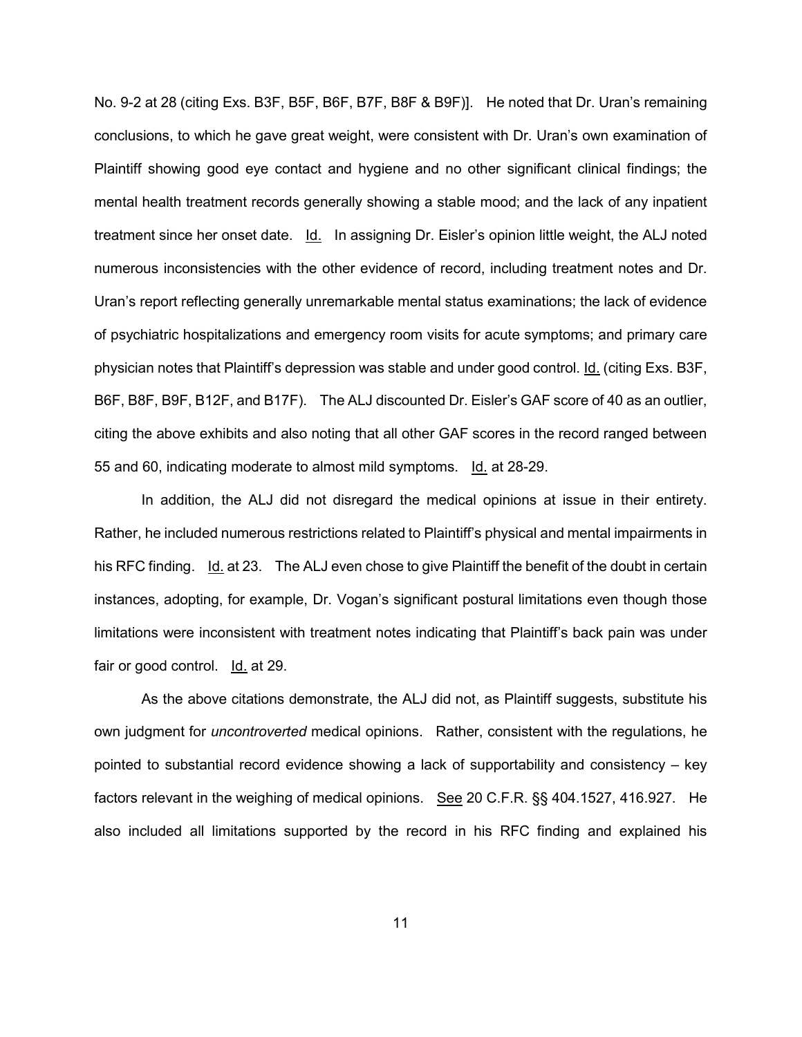No. 9-2 at 28 (citing Exs. B3F, B5F, B6F, B7F, B8F & B9F)]. He noted that Dr. Uran's remaining conclusions, to which he gave great weight, were consistent with Dr. Uran's own examination of Plaintiff showing good eye contact and hygiene and no other significant clinical findings; the mental health treatment records generally showing a stable mood; and the lack of any inpatient treatment since her onset date. Id. In assigning Dr. Eisler's opinion little weight, the ALJ noted numerous inconsistencies with the other evidence of record, including treatment notes and Dr. Uran's report reflecting generally unremarkable mental status examinations; the lack of evidence of psychiatric hospitalizations and emergency room visits for acute symptoms; and primary care physician notes that Plaintiff's depression was stable and under good control. Id. (citing Exs. B3F, B6F, B8F, B9F, B12F, and B17F). The ALJ discounted Dr. Eisler's GAF score of 40 as an outlier, citing the above exhibits and also noting that all other GAF scores in the record ranged between 55 and 60, indicating moderate to almost mild symptoms. Id. at 28-29.

In addition, the ALJ did not disregard the medical opinions at issue in their entirety. Rather, he included numerous restrictions related to Plaintiff's physical and mental impairments in his RFC finding. Id. at 23. The ALJ even chose to give Plaintiff the benefit of the doubt in certain instances, adopting, for example, Dr. Vogan's significant postural limitations even though those limitations were inconsistent with treatment notes indicating that Plaintiff's back pain was under fair or good control. Id. at 29.

As the above citations demonstrate, the ALJ did not, as Plaintiff suggests, substitute his own judgment for *uncontroverted* medical opinions. Rather, consistent with the regulations, he pointed to substantial record evidence showing a lack of supportability and consistency – key factors relevant in the weighing of medical opinions. See 20 C.F.R. §§ 404.1527, 416.927. He also included all limitations supported by the record in his RFC finding and explained his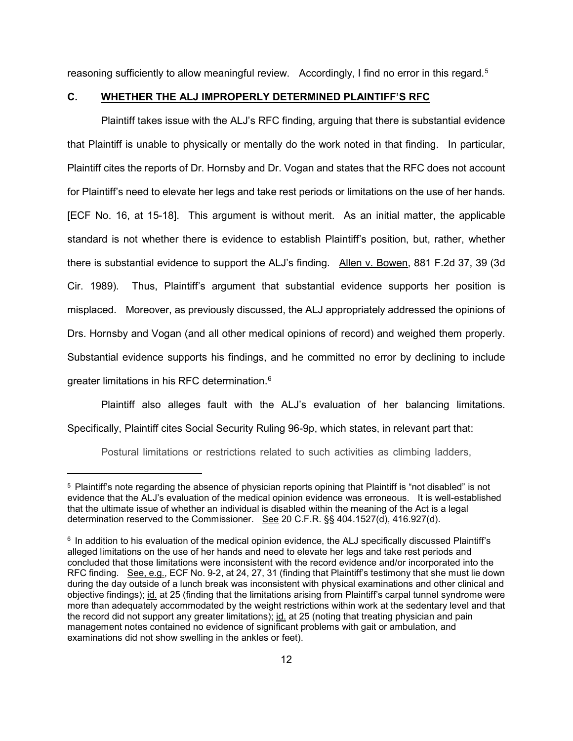reasoning sufficiently to allow meaningful review. Accordingly, I find no error in this regard.[5]

### C. WHETHER THE ALJ IMPROPERLY DETERMINED PLAINTIFF'S RFC

Plaintiff takes issue with the ALJ's RFC finding, arguing that there is substantial evidence that Plaintiff is unable to physically or mentally do the work noted in that finding. In particular, Plaintiff cites the reports of Dr. Hornsby and Dr. Vogan and states that the RFC does not account for Plaintiff's need to elevate her legs and take rest periods or limitations on the use of her hands. [ECF No. 16, at 15-18]. This argument is without merit. As an initial matter, the applicable standard is not whether there is evidence to establish Plaintiff's position, but, rather, whether there is substantial evidence to support the ALJ's finding. Allen v. Bowen, 881 F.2d 37, 39 (3d Cir. 1989). Thus, Plaintiff's argument that substantial evidence supports her position is misplaced. Moreover, as previously discussed, the ALJ appropriately addressed the opinions of Drs. Hornsby and Vogan (and all other medical opinions of record) and weighed them properly. Substantial evidence supports his findings, and he committed no error by declining to include greater limitations in his RFC determination.[6]

Plaintiff also alleges fault with the ALJ's evaluation of her balancing limitations. Specifically, Plaintiff cites Social Security Ruling 96-9p, which states, in relevant part that:

> Postural limitations or restrictions related to such activities as climbing ladders,

---

[5] Plaintiff's note regarding the absence of physician reports opining that Plaintiff is "not disabled" is not evidence that the ALJ's evaluation of the medical opinion evidence was erroneous. It is well-established that the ultimate issue of whether an individual is disabled within the meaning of the Act is a legal determination reserved to the Commissioner. See 20 C.F.R. §§ 404.1527(d), 416.927(d).

[6] In addition to his evaluation of the medical opinion evidence, the ALJ specifically discussed Plaintiff's alleged limitations on the use of her hands and need to elevate her legs and take rest periods and concluded that those limitations were inconsistent with the record evidence and/or incorporated into the RFC finding. See, e.g., ECF No. 9-2, at 24, 27, 31 (finding that Plaintiff's testimony that she must lie down during the day outside of a lunch break was inconsistent with physical examinations and other clinical and objective findings); id. at 25 (finding that the limitations arising from Plaintiff's carpal tunnel syndrome were more than adequately accommodated by the weight restrictions within work at the sedentary level and that the record did not support any greater limitations); id. at 25 (noting that treating physician and pain management notes contained no evidence of significant problems with gait or ambulation, and examinations did not show swelling in the ankles or feet).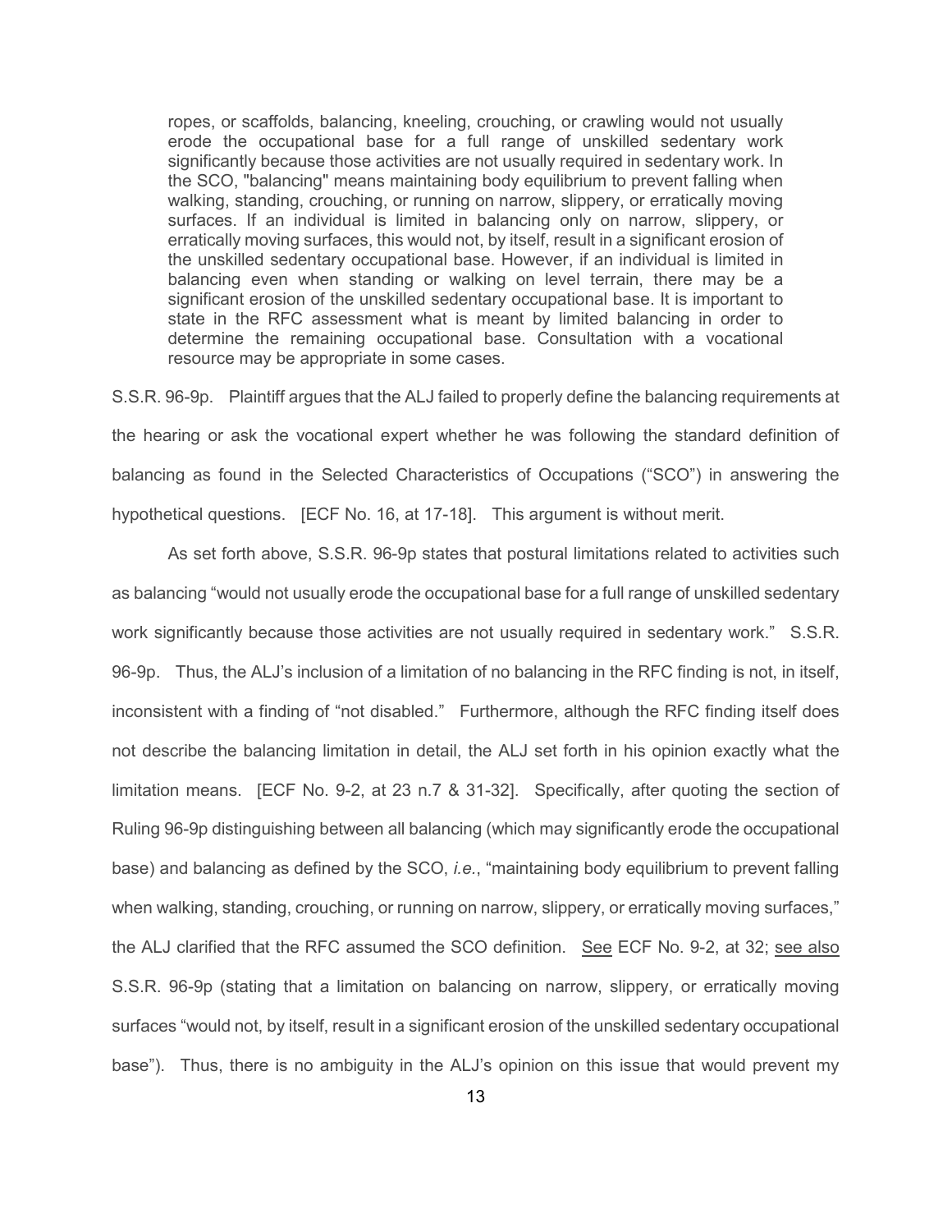> ropes, or scaffolds, balancing, kneeling, crouching, or crawling would not usually erode the occupational base for a full range of unskilled sedentary work significantly because those activities are not usually required in sedentary work. In the SCO, "balancing" means maintaining body equilibrium to prevent falling when walking, standing, crouching, or running on narrow, slippery, or erratically moving surfaces. If an individual is limited in balancing only on narrow, slippery, or erratically moving surfaces, this would not, by itself, result in a significant erosion of the unskilled sedentary occupational base. However, if an individual is limited in balancing even when standing or walking on level terrain, there may be a significant erosion of the unskilled sedentary occupational base. It is important to state in the RFC assessment what is meant by limited balancing in order to determine the remaining occupational base. Consultation with a vocational resource may be appropriate in some cases.

S.S.R. 96-9p. Plaintiff argues that the ALJ failed to properly define the balancing requirements at the hearing or ask the vocational expert whether he was following the standard definition of balancing as found in the Selected Characteristics of Occupations ("SCO") in answering the hypothetical questions. [ECF No. 16, at 17-18]. This argument is without merit.

As set forth above, S.S.R. 96-9p states that postural limitations related to activities such as balancing "would not usually erode the occupational base for a full range of unskilled sedentary work significantly because those activities are not usually required in sedentary work." S.S.R. 96-9p. Thus, the ALJ's inclusion of a limitation of no balancing in the RFC finding is not, in itself, inconsistent with a finding of "not disabled." Furthermore, although the RFC finding itself does not describe the balancing limitation in detail, the ALJ set forth in his opinion exactly what the limitation means. [ECF No. 9-2, at 23 n.7 & 31-32]. Specifically, after quoting the section of Ruling 96-9p distinguishing between all balancing (which may significantly erode the occupational base) and balancing as defined by the SCO, *i.e.*, "maintaining body equilibrium to prevent falling when walking, standing, crouching, or running on narrow, slippery, or erratically moving surfaces," the ALJ clarified that the RFC assumed the SCO definition. See ECF No. 9-2, at 32; see also S.S.R. 96-9p (stating that a limitation on balancing on narrow, slippery, or erratically moving surfaces "would not, by itself, result in a significant erosion of the unskilled sedentary occupational base"). Thus, there is no ambiguity in the ALJ's opinion on this issue that would prevent my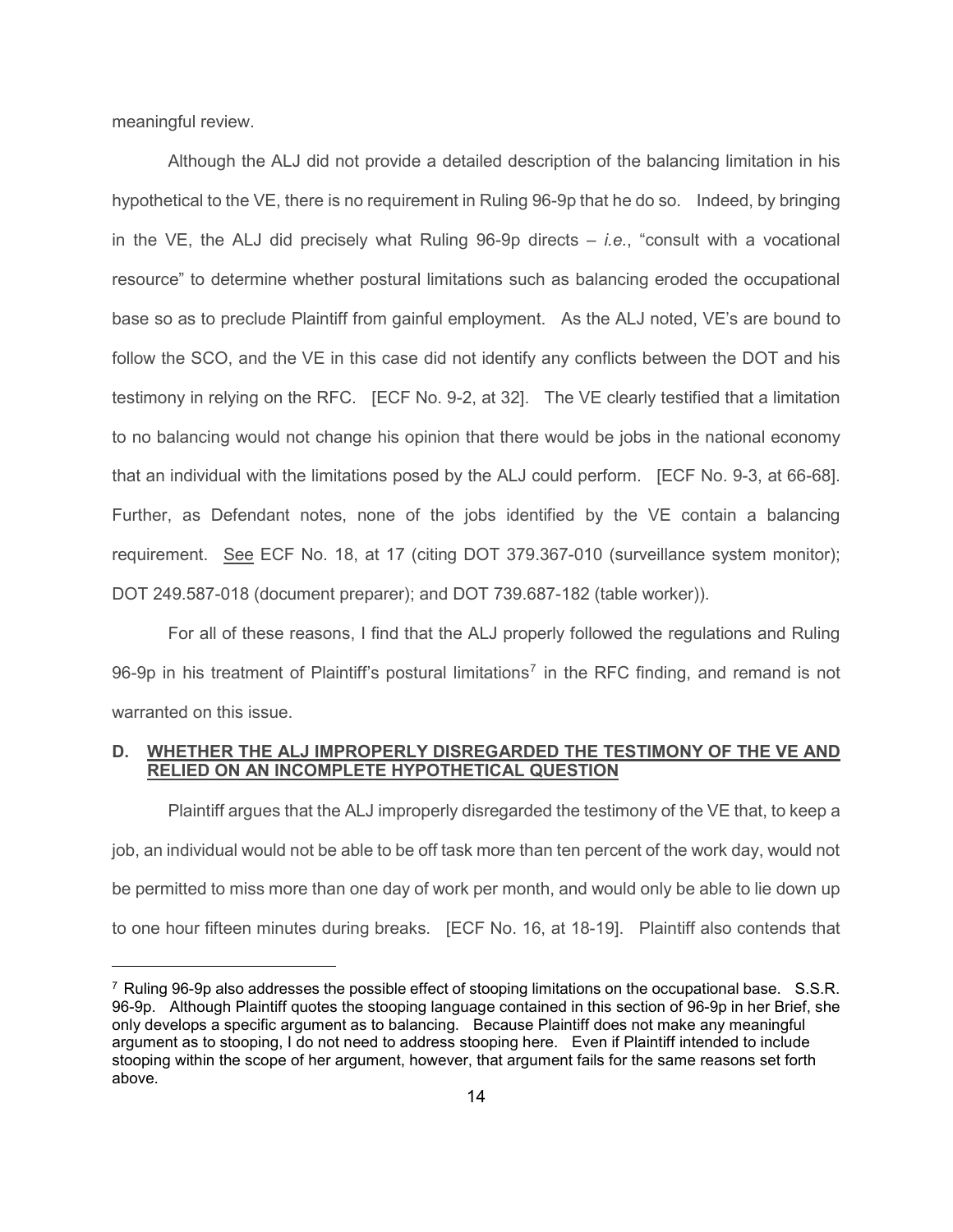meaningful review.

Although the ALJ did not provide a detailed description of the balancing limitation in his hypothetical to the VE, there is no requirement in Ruling 96-9p that he do so. Indeed, by bringing in the VE, the ALJ did precisely what Ruling 96-9p directs – *i.e.*, "consult with a vocational resource" to determine whether postural limitations such as balancing eroded the occupational base so as to preclude Plaintiff from gainful employment. As the ALJ noted, VE's are bound to follow the SCO, and the VE in this case did not identify any conflicts between the DOT and his testimony in relying on the RFC. [ECF No. 9-2, at 32]. The VE clearly testified that a limitation to no balancing would not change his opinion that there would be jobs in the national economy that an individual with the limitations posed by the ALJ could perform. [ECF No. 9-3, at 66-68]. Further, as Defendant notes, none of the jobs identified by the VE contain a balancing requirement. See ECF No. 18, at 17 (citing DOT 379.367-010 (surveillance system monitor); DOT 249.587-018 (document preparer); and DOT 739.687-182 (table worker)).

For all of these reasons, I find that the ALJ properly followed the regulations and Ruling 96-9p in his treatment of Plaintiff's postural limitations[7] in the RFC finding, and remand is not warranted on this issue.

## D. WHETHER THE ALJ IMPROPERLY DISREGARDED THE TESTIMONY OF THE VE AND RELIED ON AN INCOMPLETE HYPOTHETICAL QUESTION

Plaintiff argues that the ALJ improperly disregarded the testimony of the VE that, to keep a job, an individual would not be able to be off task more than ten percent of the work day, would not be permitted to miss more than one day of work per month, and would only be able to lie down up to one hour fifteen minutes during breaks. [ECF No. 16, at 18-19]. Plaintiff also contends that

---

[7] Ruling 96-9p also addresses the possible effect of stooping limitations on the occupational base. S.S.R. 96-9p. Although Plaintiff quotes the stooping language contained in this section of 96-9p in her Brief, she only develops a specific argument as to balancing. Because Plaintiff does not make any meaningful argument as to stooping, I do not need to address stooping here. Even if Plaintiff intended to include stooping within the scope of her argument, however, that argument fails for the same reasons set forth above.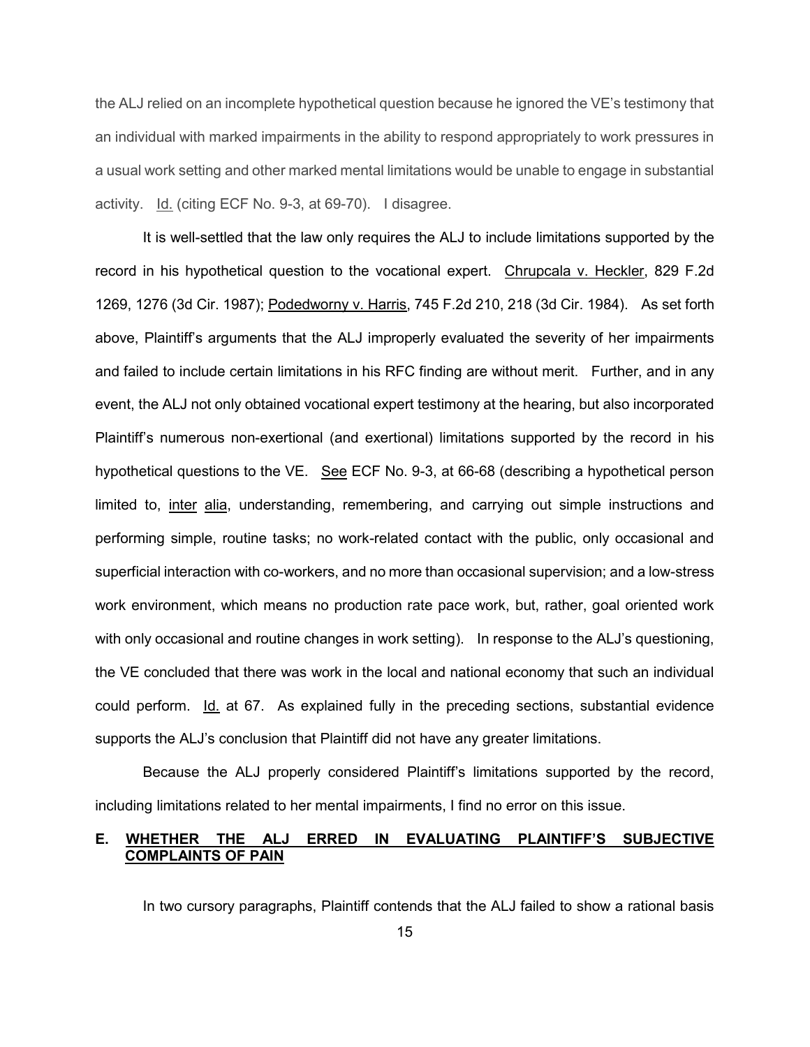the ALJ relied on an incomplete hypothetical question because he ignored the VE's testimony that an individual with marked impairments in the ability to respond appropriately to work pressures in a usual work setting and other marked mental limitations would be unable to engage in substantial activity. Id. (citing ECF No. 9-3, at 69-70). I disagree.

It is well-settled that the law only requires the ALJ to include limitations supported by the record in his hypothetical question to the vocational expert. Chrupcala v. Heckler, 829 F.2d 1269, 1276 (3d Cir. 1987); Podedworny v. Harris, 745 F.2d 210, 218 (3d Cir. 1984). As set forth above, Plaintiff's arguments that the ALJ improperly evaluated the severity of her impairments and failed to include certain limitations in his RFC finding are without merit. Further, and in any event, the ALJ not only obtained vocational expert testimony at the hearing, but also incorporated Plaintiff's numerous non-exertional (and exertional) limitations supported by the record in his hypothetical questions to the VE. See ECF No. 9-3, at 66-68 (describing a hypothetical person limited to, inter alia, understanding, remembering, and carrying out simple instructions and performing simple, routine tasks; no work-related contact with the public, only occasional and superficial interaction with co-workers, and no more than occasional supervision; and a low-stress work environment, which means no production rate pace work, but, rather, goal oriented work with only occasional and routine changes in work setting). In response to the ALJ's questioning, the VE concluded that there was work in the local and national economy that such an individual could perform. Id. at 67. As explained fully in the preceding sections, substantial evidence supports the ALJ's conclusion that Plaintiff did not have any greater limitations.

Because the ALJ properly considered Plaintiff's limitations supported by the record, including limitations related to her mental impairments, I find no error on this issue.

## E. WHETHER THE ALJ ERRED IN EVALUATING PLAINTIFF'S SUBJECTIVE COMPLAINTS OF PAIN

In two cursory paragraphs, Plaintiff contends that the ALJ failed to show a rational basis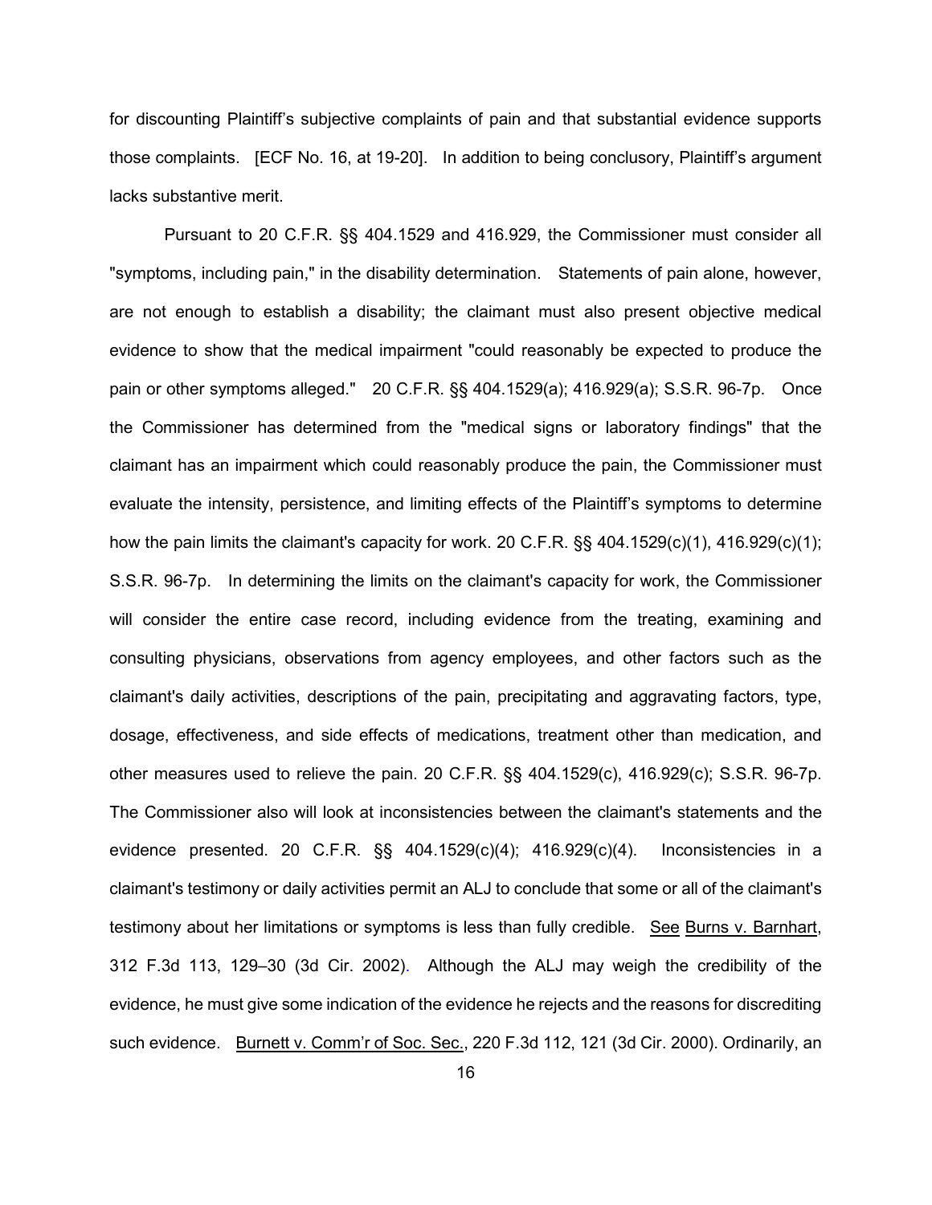for discounting Plaintiff's subjective complaints of pain and that substantial evidence supports those complaints. [ECF No. 16, at 19-20]. In addition to being conclusory, Plaintiff's argument lacks substantive merit.

Pursuant to 20 C.F.R. §§ 404.1529 and 416.929, the Commissioner must consider all "symptoms, including pain," in the disability determination. Statements of pain alone, however, are not enough to establish a disability; the claimant must also present objective medical evidence to show that the medical impairment "could reasonably be expected to produce the pain or other symptoms alleged." 20 C.F.R. §§ 404.1529(a); 416.929(a); S.S.R. 96-7p. Once the Commissioner has determined from the "medical signs or laboratory findings" that the claimant has an impairment which could reasonably produce the pain, the Commissioner must evaluate the intensity, persistence, and limiting effects of the Plaintiff's symptoms to determine how the pain limits the claimant's capacity for work. 20 C.F.R. §§ 404.1529(c)(1), 416.929(c)(1); S.S.R. 96-7p. In determining the limits on the claimant's capacity for work, the Commissioner will consider the entire case record, including evidence from the treating, examining and consulting physicians, observations from agency employees, and other factors such as the claimant's daily activities, descriptions of the pain, precipitating and aggravating factors, type, dosage, effectiveness, and side effects of medications, treatment other than medication, and other measures used to relieve the pain. 20 C.F.R. §§ 404.1529(c), 416.929(c); S.S.R. 96-7p. The Commissioner also will look at inconsistencies between the claimant's statements and the evidence presented. 20 C.F.R. §§ 404.1529(c)(4); 416.929(c)(4). Inconsistencies in a claimant's testimony or daily activities permit an ALJ to conclude that some or all of the claimant's testimony about her limitations or symptoms is less than fully credible. See Burns v. Barnhart, 312 F.3d 113, 129–30 (3d Cir. 2002). Although the ALJ may weigh the credibility of the evidence, he must give some indication of the evidence he rejects and the reasons for discrediting such evidence. Burnett v. Comm'r of Soc. Sec., 220 F.3d 112, 121 (3d Cir. 2000). Ordinarily, an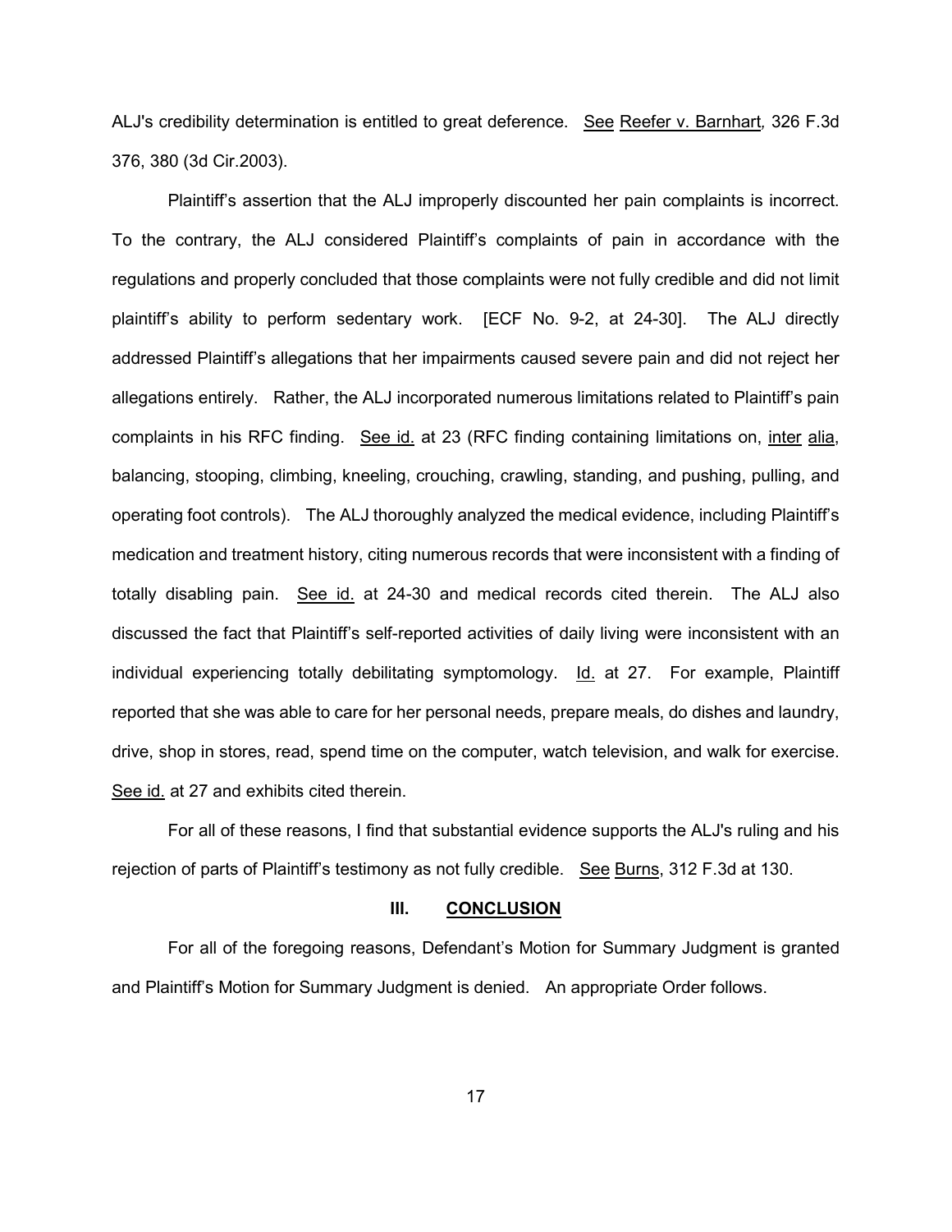ALJ's credibility determination is entitled to great deference. See Reefer v. Barnhart, 326 F.3d 376, 380 (3d Cir.2003).

Plaintiff's assertion that the ALJ improperly discounted her pain complaints is incorrect. To the contrary, the ALJ considered Plaintiff's complaints of pain in accordance with the regulations and properly concluded that those complaints were not fully credible and did not limit plaintiff's ability to perform sedentary work. [ECF No. 9-2, at 24-30]. The ALJ directly addressed Plaintiff's allegations that her impairments caused severe pain and did not reject her allegations entirely. Rather, the ALJ incorporated numerous limitations related to Plaintiff's pain complaints in his RFC finding. See id. at 23 (RFC finding containing limitations on, inter alia, balancing, stooping, climbing, kneeling, crouching, crawling, standing, and pushing, pulling, and operating foot controls). The ALJ thoroughly analyzed the medical evidence, including Plaintiff's medication and treatment history, citing numerous records that were inconsistent with a finding of totally disabling pain. See id. at 24-30 and medical records cited therein. The ALJ also discussed the fact that Plaintiff's self-reported activities of daily living were inconsistent with an individual experiencing totally debilitating symptomology. Id. at 27. For example, Plaintiff reported that she was able to care for her personal needs, prepare meals, do dishes and laundry, drive, shop in stores, read, spend time on the computer, watch television, and walk for exercise. See id. at 27 and exhibits cited therein.

For all of these reasons, I find that substantial evidence supports the ALJ's ruling and his rejection of parts of Plaintiff's testimony as not fully credible. See Burns, 312 F.3d at 130.

## III. CONCLUSION

For all of the foregoing reasons, Defendant's Motion for Summary Judgment is granted and Plaintiff's Motion for Summary Judgment is denied. An appropriate Order follows.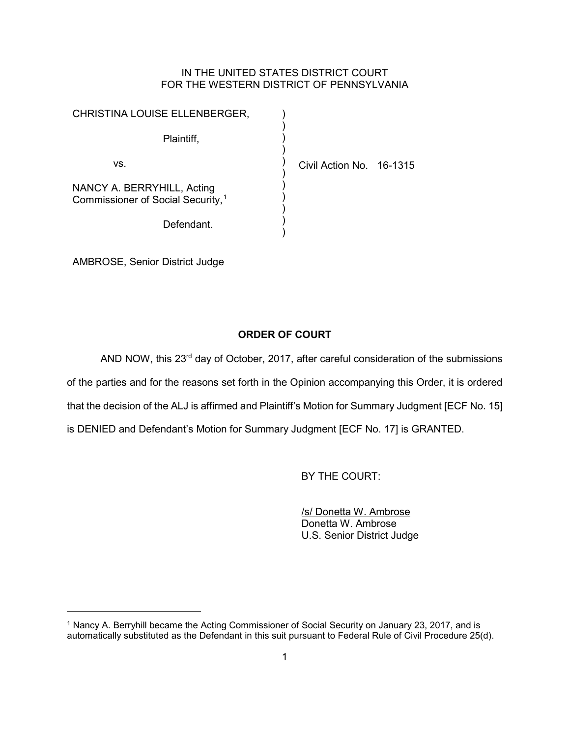IN THE UNITED STATES DISTRICT COURT
FOR THE WESTERN DISTRICT OF PENNSYLVANIA

| | | |
|---|---|---|
| CHRISTINA LOUISE ELLENBERGER, | ) | |
| Plaintiff, | ) | |
| vs. | ) | Civil Action No. 16-1315 |
| NANCY A. BERRYHILL, Acting Commissioner of Social Security,[1] | ) | |
| Defendant. | ) | |

AMBROSE, Senior District Judge

**ORDER OF COURT**

AND NOW, this 23rd day of October, 2017, after careful consideration of the submissions of the parties and for the reasons set forth in the Opinion accompanying this Order, it is ordered that the decision of the ALJ is affirmed and Plaintiff's Motion for Summary Judgment [ECF No. 15] is DENIED and Defendant's Motion for Summary Judgment [ECF No. 17] is GRANTED.

BY THE COURT:

/s/ Donetta W. Ambrose
Donetta W. Ambrose
U.S. Senior District Judge

[1] Nancy A. Berryhill became the Acting Commissioner of Social Security on January 23, 2017, and is automatically substituted as the Defendant in this suit pursuant to Federal Rule of Civil Procedure 25(d).